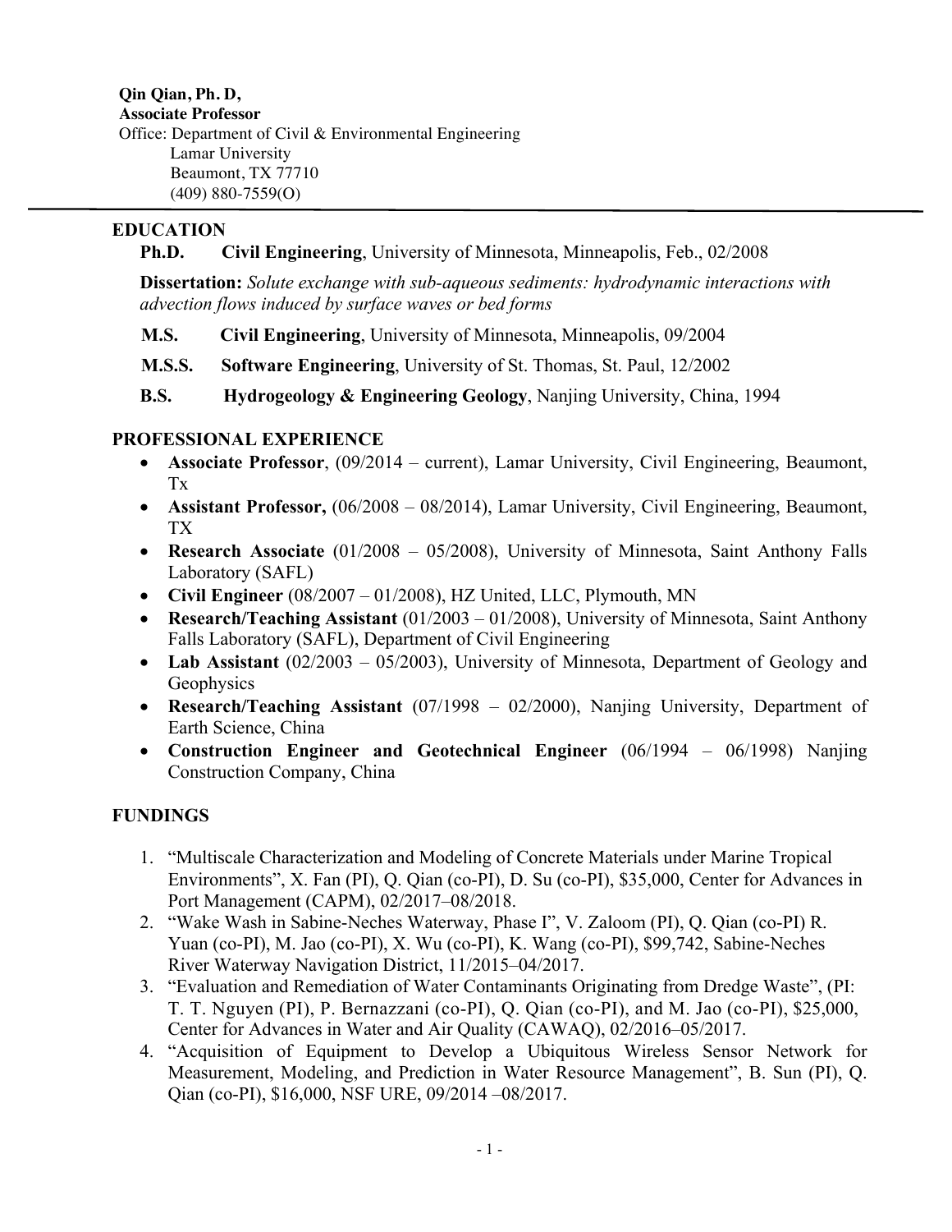**Qin Qian, Ph. D,**
**Associate Professor**
Office: Department of Civil & Environmental Engineering
Lamar University
Beaumont, TX 77710
(409) 880-7559(O)

---

## EDUCATION

**Ph.D.** **Civil Engineering**, University of Minnesota, Minneapolis, Feb., 02/2008

**Dissertation:** *Solute exchange with sub-aqueous sediments: hydrodynamic interactions with advection flows induced by surface waves or bed forms*

**M.S.** **Civil Engineering**, University of Minnesota, Minneapolis, 09/2004

**M.S.S.** **Software Engineering**, University of St. Thomas, St. Paul, 12/2002

**B.S.** **Hydrogeology & Engineering Geology**, Nanjing University, China, 1994

## PROFESSIONAL EXPERIENCE

- **Associate Professor**, (09/2014 – current), Lamar University, Civil Engineering, Beaumont, Tx
- **Assistant Professor,** (06/2008 – 08/2014), Lamar University, Civil Engineering, Beaumont, TX
- **Research Associate** (01/2008 – 05/2008), University of Minnesota, Saint Anthony Falls Laboratory (SAFL)
- **Civil Engineer** (08/2007 – 01/2008), HZ United, LLC, Plymouth, MN
- **Research/Teaching Assistant** (01/2003 – 01/2008), University of Minnesota, Saint Anthony Falls Laboratory (SAFL), Department of Civil Engineering
- **Lab Assistant** (02/2003 – 05/2003), University of Minnesota, Department of Geology and Geophysics
- **Research/Teaching Assistant** (07/1998 – 02/2000), Nanjing University, Department of Earth Science, China
- **Construction Engineer and Geotechnical Engineer** (06/1994 – 06/1998) Nanjing Construction Company, China

## FUNDINGS

1. "Multiscale Characterization and Modeling of Concrete Materials under Marine Tropical Environments", X. Fan (PI), Q. Qian (co-PI), D. Su (co-PI), $35,000, Center for Advances in Port Management (CAPM), 02/2017–08/2018.
2. "Wake Wash in Sabine-Neches Waterway, Phase I", V. Zaloom (PI), Q. Qian (co-PI) R. Yuan (co-PI), M. Jao (co-PI), X. Wu (co-PI), K. Wang (co-PI), $99,742, Sabine-Neches River Waterway Navigation District, 11/2015–04/2017.
3. "Evaluation and Remediation of Water Contaminants Originating from Dredge Waste", (PI: T. T. Nguyen (PI), P. Bernazzani (co-PI), Q. Qian (co-PI), and M. Jao (co-PI), $25,000, Center for Advances in Water and Air Quality (CAWAQ), 02/2016–05/2017.
4. "Acquisition of Equipment to Develop a Ubiquitous Wireless Sensor Network for Measurement, Modeling, and Prediction in Water Resource Management", B. Sun (PI), Q. Qian (co-PI), $16,000, NSF URE, 09/2014 –08/2017.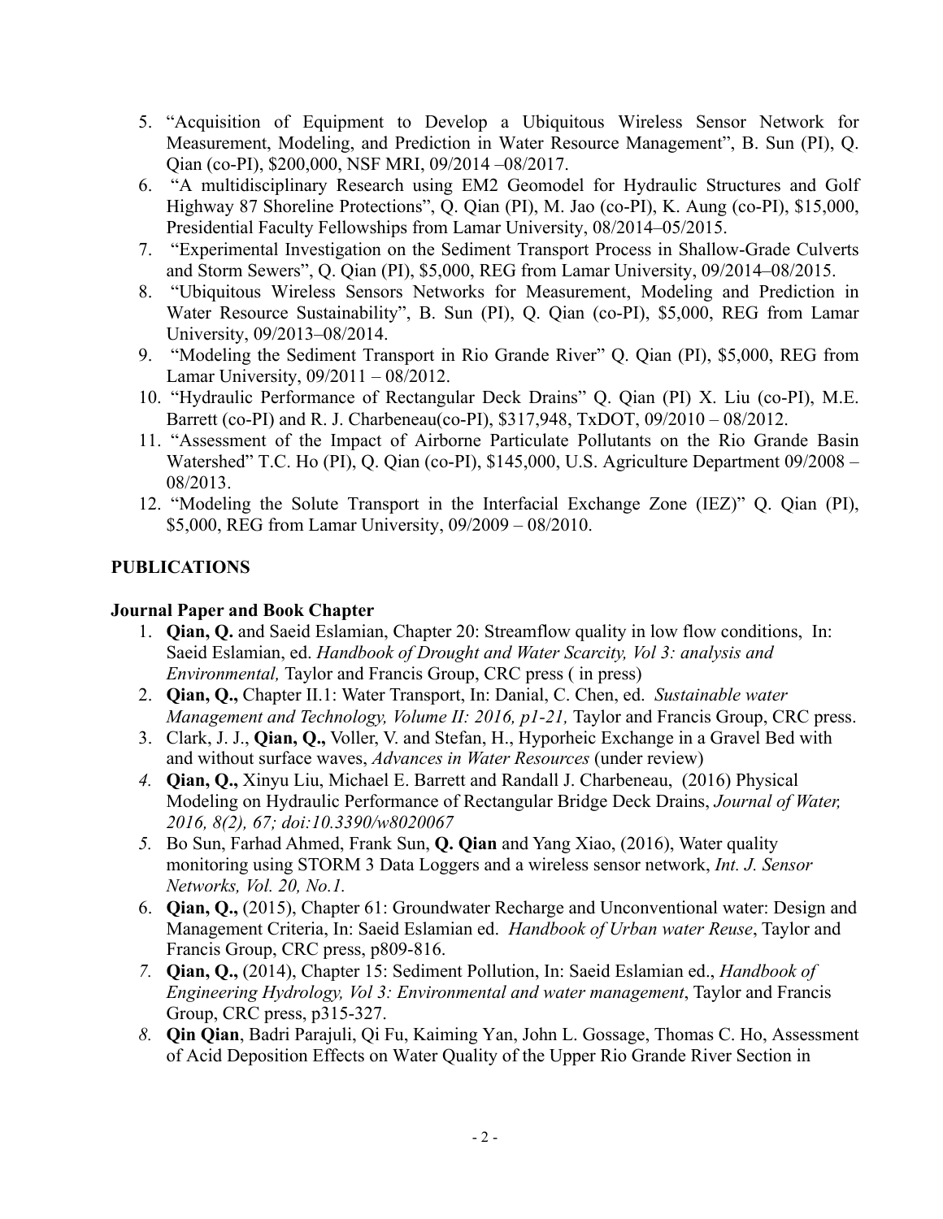5. "Acquisition of Equipment to Develop a Ubiquitous Wireless Sensor Network for Measurement, Modeling, and Prediction in Water Resource Management", B. Sun (PI), Q. Qian (co-PI), $200,000, NSF MRI, 09/2014 –08/2017.
6. "A multidisciplinary Research using EM2 Geomodel for Hydraulic Structures and Golf Highway 87 Shoreline Protections", Q. Qian (PI), M. Jao (co-PI), K. Aung (co-PI), $15,000, Presidential Faculty Fellowships from Lamar University, 08/2014–05/2015.
7. "Experimental Investigation on the Sediment Transport Process in Shallow-Grade Culverts and Storm Sewers", Q. Qian (PI), $5,000, REG from Lamar University, 09/2014–08/2015.
8. "Ubiquitous Wireless Sensors Networks for Measurement, Modeling and Prediction in Water Resource Sustainability", B. Sun (PI), Q. Qian (co-PI), $5,000, REG from Lamar University, 09/2013–08/2014.
9. "Modeling the Sediment Transport in Rio Grande River" Q. Qian (PI), $5,000, REG from Lamar University, 09/2011 – 08/2012.
10. "Hydraulic Performance of Rectangular Deck Drains" Q. Qian (PI) X. Liu (co-PI), M.E. Barrett (co-PI) and R. J. Charbeneau(co-PI), $317,948, TxDOT, 09/2010 – 08/2012.
11. "Assessment of the Impact of Airborne Particulate Pollutants on the Rio Grande Basin Watershed" T.C. Ho (PI), Q. Qian (co-PI), $145,000, U.S. Agriculture Department 09/2008 – 08/2013.
12. "Modeling the Solute Transport in the Interfacial Exchange Zone (IEZ)" Q. Qian (PI), $5,000, REG from Lamar University, 09/2009 – 08/2010.

## PUBLICATIONS

### Journal Paper and Book Chapter

1. **Qian, Q.** and Saeid Eslamian, Chapter 20: Streamflow quality in low flow conditions, In: Saeid Eslamian, ed. *Handbook of Drought and Water Scarcity, Vol 3: analysis and Environmental,* Taylor and Francis Group, CRC press ( in press)
2. **Qian, Q.,** Chapter II.1: Water Transport, In: Danial, C. Chen, ed. *Sustainable water Management and Technology, Volume II: 2016, p1-21,* Taylor and Francis Group, CRC press.
3. Clark, J. J., **Qian, Q.,** Voller, V. and Stefan, H., Hyporheic Exchange in a Gravel Bed with and without surface waves, *Advances in Water Resources* (under review)
4. **Qian, Q.,** Xinyu Liu, Michael E. Barrett and Randall J. Charbeneau, (2016) Physical Modeling on Hydraulic Performance of Rectangular Bridge Deck Drains, *Journal of Water, 2016, 8(2), 67; doi:10.3390/w8020067*
5. Bo Sun, Farhad Ahmed, Frank Sun, **Q. Qian** and Yang Xiao, (2016), Water quality monitoring using STORM 3 Data Loggers and a wireless sensor network, *Int. J. Sensor Networks, Vol. 20, No.1.*
6. **Qian, Q.,** (2015), Chapter 61: Groundwater Recharge and Unconventional water: Design and Management Criteria, In: Saeid Eslamian ed. *Handbook of Urban water Reuse*, Taylor and Francis Group, CRC press, p809-816.
7. **Qian, Q.,** (2014), Chapter 15: Sediment Pollution, In: Saeid Eslamian ed., *Handbook of Engineering Hydrology, Vol 3: Environmental and water management*, Taylor and Francis Group, CRC press, p315-327.
8. **Qin Qian**, Badri Parajuli, Qi Fu, Kaiming Yan, John L. Gossage, Thomas C. Ho, Assessment of Acid Deposition Effects on Water Quality of the Upper Rio Grande River Section in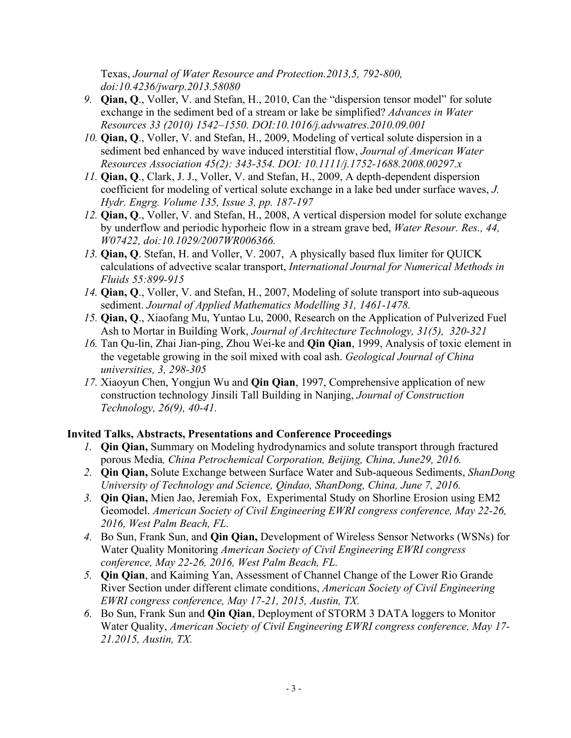Texas, *Journal of Water Resource and Protection.2013,5, 792-800, doi:10.4236/jwarp.2013.58080*

9. **Qian, Q**., Voller, V. and Stefan, H., 2010, Can the "dispersion tensor model" for solute exchange in the sediment bed of a stream or lake be simplified? *Advances in Water Resources 33 (2010) 1542–1550. DOI:10.1016/j.advwatres.2010.09.001*
10. **Qian, Q**., Voller, V. and Stefan, H., 2009, Modeling of vertical solute dispersion in a sediment bed enhanced by wave induced interstitial flow, *Journal of American Water Resources Association 45(2): 343-354. DOI: 10.1111/j.1752-1688.2008.00297.x*
11. **Qian, Q**., Clark, J. J., Voller, V. and Stefan, H., 2009, A depth-dependent dispersion coefficient for modeling of vertical solute exchange in a lake bed under surface waves, *J. Hydr. Engrg. Volume 135, Issue 3, pp. 187-197*
12. **Qian, Q**., Voller, V. and Stefan, H., 2008, A vertical dispersion model for solute exchange by underflow and periodic hyporheic flow in a stream grave bed, *Water Resour. Res., 44, W07422, doi:10.1029/2007WR006366.*
13. **Qian, Q**. Stefan, H. and Voller, V. 2007, A physically based flux limiter for QUICK calculations of advective scalar transport, *International Journal for Numerical Methods in Fluids 55:899-915*
14. **Qian, Q**., Voller, V. and Stefan, H., 2007, Modeling of solute transport into sub-aqueous sediment. *Journal of Applied Mathematics Modelling 31, 1461-1478.*
15. **Qian, Q**., Xiaofang Mu, Yuntao Lu, 2000, Research on the Application of Pulverized Fuel Ash to Mortar in Building Work, *Journal of Architecture Technology, 31(5), 320-321*
16. Tan Qu-lin, Zhai Jian-ping, Zhou Wei-ke and **Qin Qian**, 1999, Analysis of toxic element in the vegetable growing in the soil mixed with coal ash. *Geological Journal of China universities, 3, 298-305*
17. Xiaoyun Chen, Yongjun Wu and **Qin Qian**, 1997, Comprehensive application of new construction technology Jinsili Tall Building in Nanjing, *Journal of Construction Technology, 26(9), 40-41.*

## Invited Talks, Abstracts, Presentations and Conference Proceedings

1. **Qin Qian,** Summary on Modeling hydrodynamics and solute transport through fractured porous Media*, China Petrochemical Corporation, Beijing, China, June29, 2016.*
2. **Qin Qian,** Solute Exchange between Surface Water and Sub-aqueous Sediments, *ShanDong University of Technology and Science, Qindao, ShanDong, China, June 7, 2016.*
3. **Qin Qian,** Mien Jao, Jeremiah Fox, Experimental Study on Shorline Erosion using EM2 Geomodel. *American Society of Civil Engineering EWRI congress conference, May 22-26, 2016, West Palm Beach, FL.*
4. Bo Sun, Frank Sun, and **Qin Qian,** Development of Wireless Sensor Networks (WSNs) for Water Quality Monitoring *American Society of Civil Engineering EWRI congress conference, May 22-26, 2016, West Palm Beach, FL.*
5. **Qin Qian**, and Kaiming Yan, Assessment of Channel Change of the Lower Rio Grande River Section under different climate conditions, *American Society of Civil Engineering EWRI congress conference, May 17-21, 2015, Austin, TX.*
6. Bo Sun, Frank Sun and **Qin Qian**, Deployment of STORM 3 DATA loggers to Monitor Water Quality, *American Society of Civil Engineering EWRI congress conference, May 17-21.2015, Austin, TX.*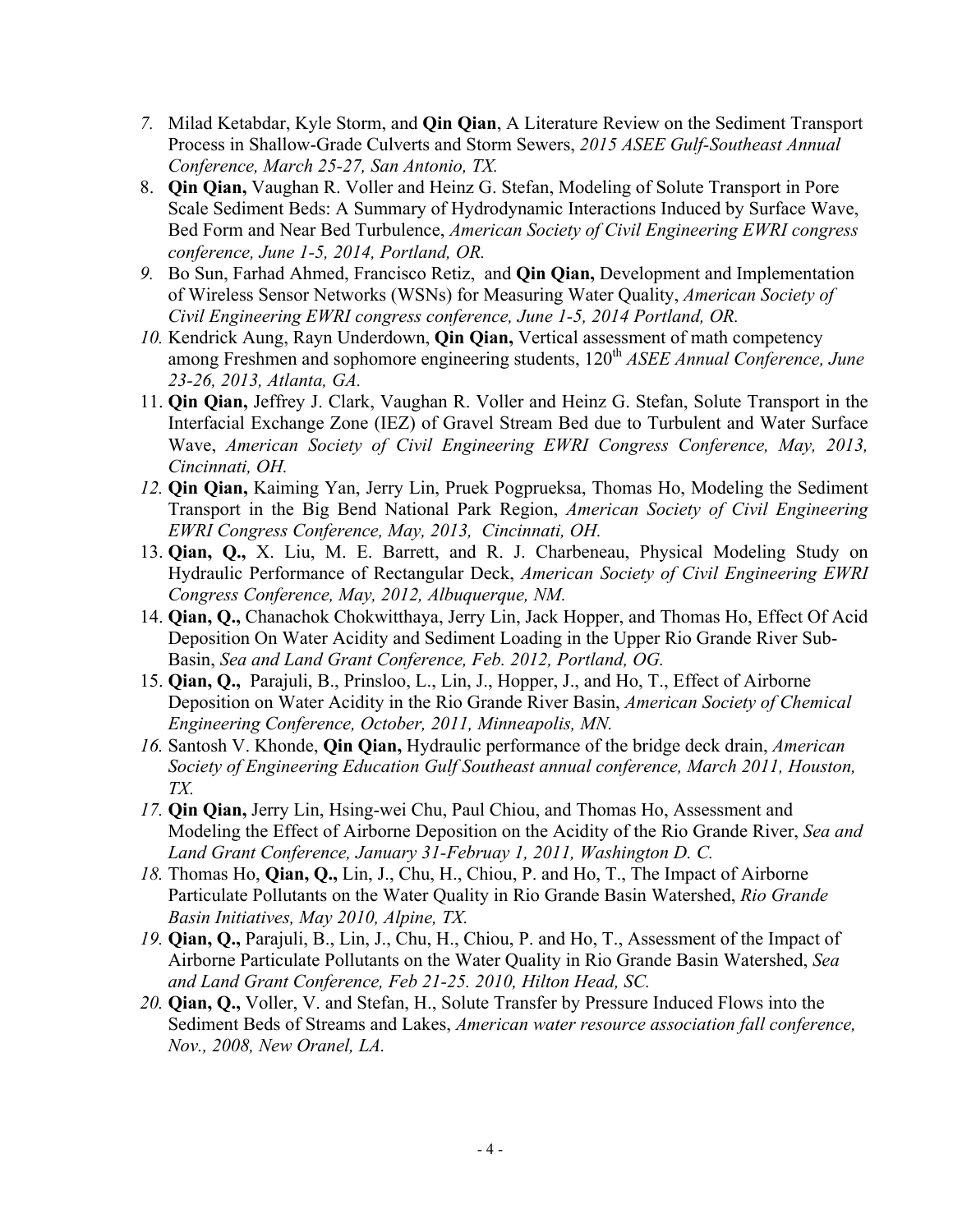7. Milad Ketabdar, Kyle Storm, and **Qin Qian**, A Literature Review on the Sediment Transport Process in Shallow-Grade Culverts and Storm Sewers, *2015 ASEE Gulf-Southeast Annual Conference, March 25-27, San Antonio, TX.*
8. **Qin Qian,** Vaughan R. Voller and Heinz G. Stefan, Modeling of Solute Transport in Pore Scale Sediment Beds: A Summary of Hydrodynamic Interactions Induced by Surface Wave, Bed Form and Near Bed Turbulence, *American Society of Civil Engineering EWRI congress conference, June 1-5, 2014, Portland, OR.*
9. Bo Sun, Farhad Ahmed, Francisco Retiz, and **Qin Qian,** Development and Implementation of Wireless Sensor Networks (WSNs) for Measuring Water Quality, *American Society of Civil Engineering EWRI congress conference, June 1-5, 2014 Portland, OR.*
10. Kendrick Aung, Rayn Underdown, **Qin Qian,** Vertical assessment of math competency among Freshmen and sophomore engineering students, 120[th] *ASEE Annual Conference, June 23-26, 2013, Atlanta, GA.*
11. **Qin Qian,** Jeffrey J. Clark, Vaughan R. Voller and Heinz G. Stefan, Solute Transport in the Interfacial Exchange Zone (IEZ) of Gravel Stream Bed due to Turbulent and Water Surface Wave, *American Society of Civil Engineering EWRI Congress Conference, May, 2013, Cincinnati, OH.*
12. **Qin Qian,** Kaiming Yan, Jerry Lin, Pruek Pogprueksa, Thomas Ho, Modeling the Sediment Transport in the Big Bend National Park Region, *American Society of Civil Engineering EWRI Congress Conference, May, 2013, Cincinnati, OH.*
13. **Qian, Q.,** X. Liu, M. E. Barrett, and R. J. Charbeneau, Physical Modeling Study on Hydraulic Performance of Rectangular Deck, *American Society of Civil Engineering EWRI Congress Conference, May, 2012, Albuquerque, NM.*
14. **Qian, Q.,** Chanachok Chokwitthaya, Jerry Lin, Jack Hopper, and Thomas Ho, Effect Of Acid Deposition On Water Acidity and Sediment Loading in the Upper Rio Grande River Sub-Basin, *Sea and Land Grant Conference, Feb. 2012, Portland, OG.*
15. **Qian, Q.,** Parajuli, B., Prinsloo, L., Lin, J., Hopper, J., and Ho, T., Effect of Airborne Deposition on Water Acidity in the Rio Grande River Basin, *American Society of Chemical Engineering Conference, October, 2011, Minneapolis, MN.*
16. Santosh V. Khonde, **Qin Qian,** Hydraulic performance of the bridge deck drain, *American Society of Engineering Education Gulf Southeast annual conference, March 2011, Houston, TX.*
17. **Qin Qian,** Jerry Lin, Hsing-wei Chu, Paul Chiou, and Thomas Ho, Assessment and Modeling the Effect of Airborne Deposition on the Acidity of the Rio Grande River, *Sea and Land Grant Conference, January 31-Februay 1, 2011, Washington D. C.*
18. Thomas Ho, **Qian, Q.,** Lin, J., Chu, H., Chiou, P. and Ho, T., The Impact of Airborne Particulate Pollutants on the Water Quality in Rio Grande Basin Watershed, *Rio Grande Basin Initiatives, May 2010, Alpine, TX.*
19. **Qian, Q.,** Parajuli, B., Lin, J., Chu, H., Chiou, P. and Ho, T., Assessment of the Impact of Airborne Particulate Pollutants on the Water Quality in Rio Grande Basin Watershed, *Sea and Land Grant Conference, Feb 21-25. 2010, Hilton Head, SC.*
20. **Qian, Q.,** Voller, V. and Stefan, H., Solute Transfer by Pressure Induced Flows into the Sediment Beds of Streams and Lakes, *American water resource association fall conference, Nov., 2008, New Oranel, LA.*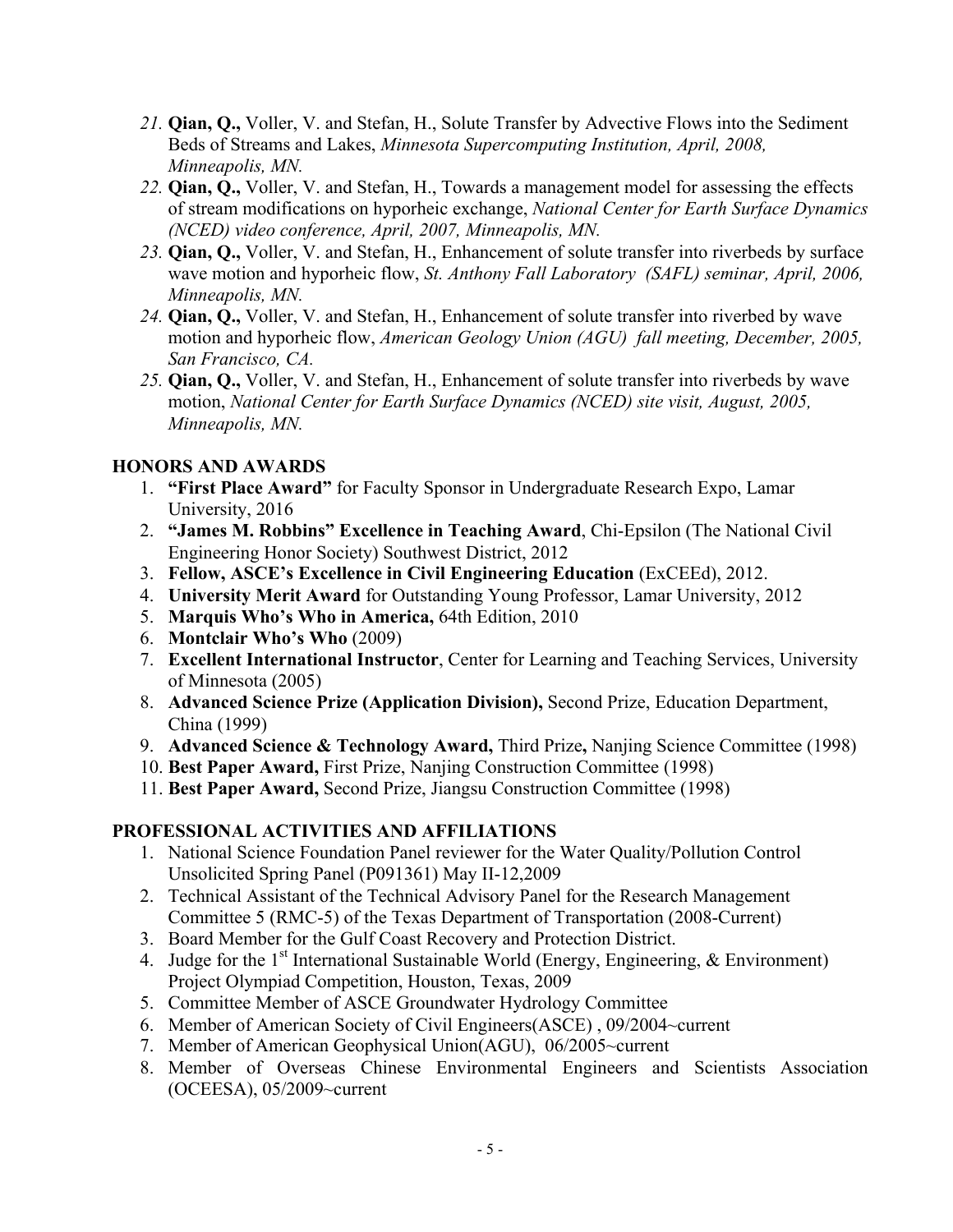21. **Qian, Q.,** Voller, V. and Stefan, H., Solute Transfer by Advective Flows into the Sediment Beds of Streams and Lakes, *Minnesota Supercomputing Institution, April, 2008, Minneapolis, MN.*
22. **Qian, Q.,** Voller, V. and Stefan, H., Towards a management model for assessing the effects of stream modifications on hyporheic exchange, *National Center for Earth Surface Dynamics (NCED) video conference, April, 2007, Minneapolis, MN.*
23. **Qian, Q.,** Voller, V. and Stefan, H., Enhancement of solute transfer into riverbeds by surface wave motion and hyporheic flow, *St. Anthony Fall Laboratory (SAFL) seminar, April, 2006, Minneapolis, MN.*
24. **Qian, Q.,** Voller, V. and Stefan, H., Enhancement of solute transfer into riverbed by wave motion and hyporheic flow, *American Geology Union (AGU) fall meeting, December, 2005, San Francisco, CA.*
25. **Qian, Q.,** Voller, V. and Stefan, H., Enhancement of solute transfer into riverbeds by wave motion, *National Center for Earth Surface Dynamics (NCED) site visit, August, 2005, Minneapolis, MN.*

## HONORS AND AWARDS

1. **"First Place Award"** for Faculty Sponsor in Undergraduate Research Expo, Lamar University, 2016
2. **"James M. Robbins" Excellence in Teaching Award**, Chi-Epsilon (The National Civil Engineering Honor Society) Southwest District, 2012
3. **Fellow, ASCE's Excellence in Civil Engineering Education** (ExCEEd), 2012.
4. **University Merit Award** for Outstanding Young Professor, Lamar University, 2012
5. **Marquis Who's Who in America,** 64th Edition, 2010
6. **Montclair Who's Who** (2009)
7. **Excellent International Instructor**, Center for Learning and Teaching Services, University of Minnesota (2005)
8. **Advanced Science Prize (Application Division),** Second Prize, Education Department, China (1999)
9. **Advanced Science & Technology Award,** Third Prize**,** Nanjing Science Committee (1998)
10. **Best Paper Award,** First Prize, Nanjing Construction Committee (1998)
11. **Best Paper Award,** Second Prize, Jiangsu Construction Committee (1998)

## PROFESSIONAL ACTIVITIES AND AFFILIATIONS

1. National Science Foundation Panel reviewer for the Water Quality/Pollution Control Unsolicited Spring Panel (P091361) May II-12,2009
2. Technical Assistant of the Technical Advisory Panel for the Research Management Committee 5 (RMC-5) of the Texas Department of Transportation (2008-Current)
3. Board Member for the Gulf Coast Recovery and Protection District.
4. Judge for the 1st International Sustainable World (Energy, Engineering, & Environment) Project Olympiad Competition, Houston, Texas, 2009
5. Committee Member of ASCE Groundwater Hydrology Committee
6. Member of American Society of Civil Engineers(ASCE) , 09/2004~current
7. Member of American Geophysical Union(AGU), 06/2005~current
8. Member of Overseas Chinese Environmental Engineers and Scientists Association (OCEESA), 05/2009~current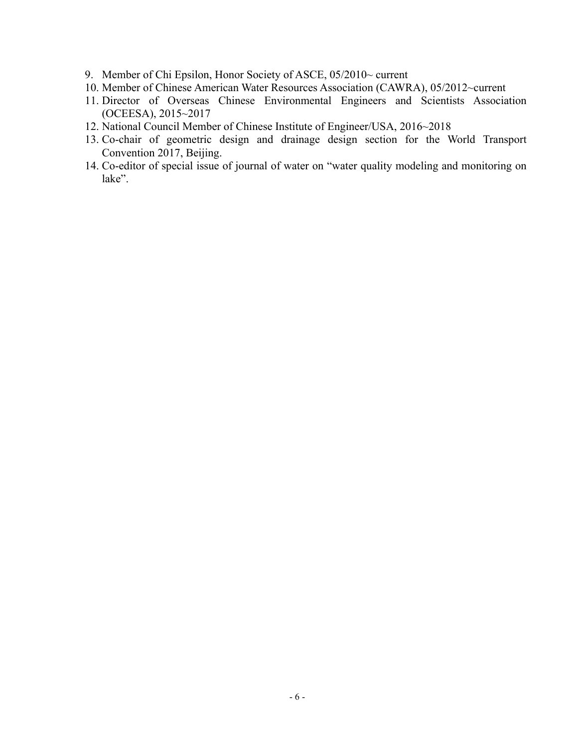9. Member of Chi Epsilon, Honor Society of ASCE, 05/2010~ current
10. Member of Chinese American Water Resources Association (CAWRA), 05/2012~current
11. Director of Overseas Chinese Environmental Engineers and Scientists Association (OCEESA), 2015~2017
12. National Council Member of Chinese Institute of Engineer/USA, 2016~2018
13. Co-chair of geometric design and drainage design section for the World Transport Convention 2017, Beijing.
14. Co-editor of special issue of journal of water on "water quality modeling and monitoring on lake".